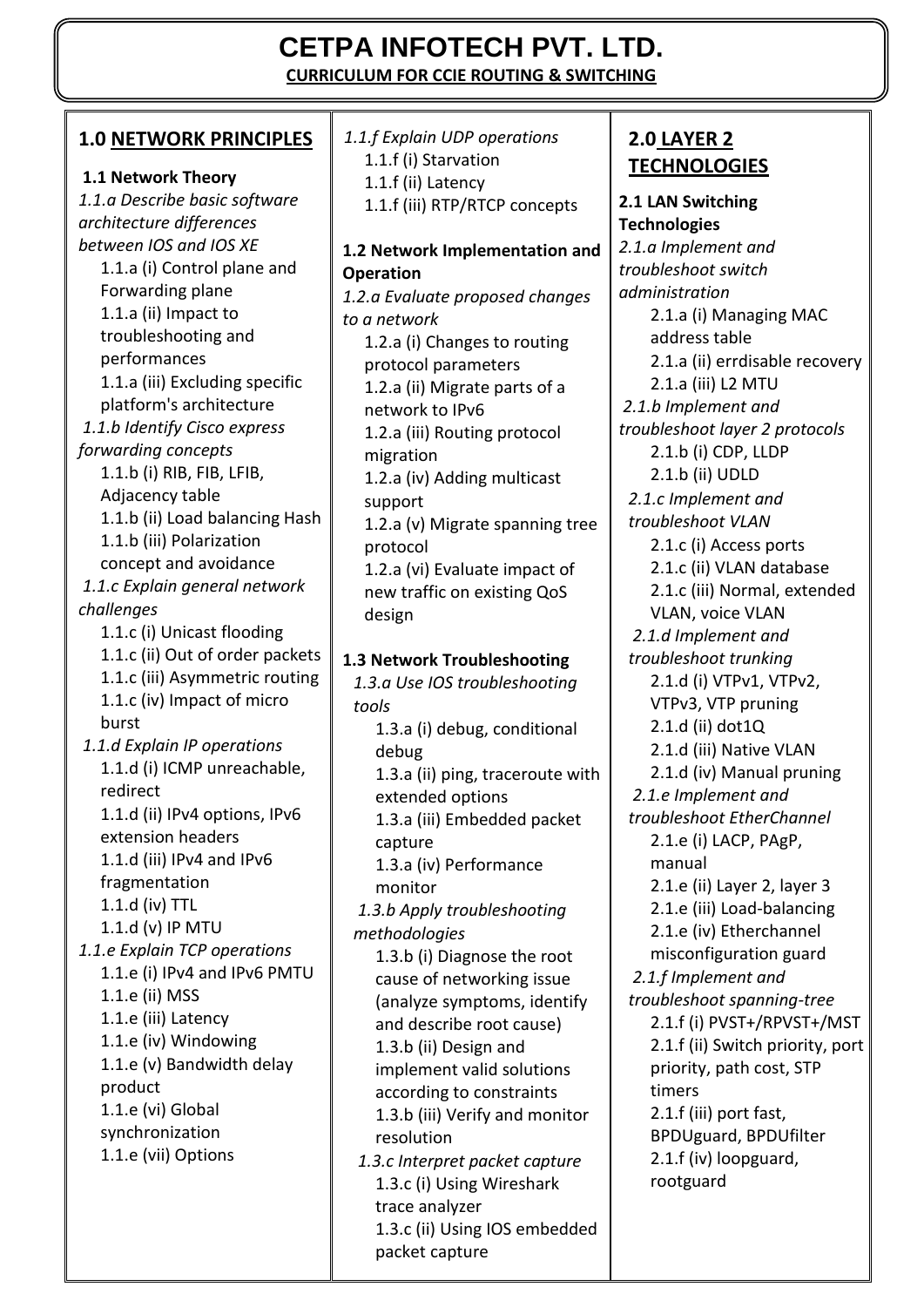# CETPA INFOTECH PVT. LTD.

**CURRICULUM FOR CCIE ROUTING & SWITCHING**

## 1.0 NETWORK PRINCIPLES

### 1.1 Network Theory

*1.1.a Describe basic software architecture differences between IOS and IOS XE*

- 1.1.a (i) Control plane and Forwarding plane
- 1.1.a (ii) Impact to troubleshooting and performances
- 1.1.a (iii) Excluding specific platform's architecture

*1.1.b Identify Cisco express forwarding concepts*

- 1.1.b (i) RIB, FIB, LFIB, Adjacency table
- 1.1.b (ii) Load balancing Hash
- 1.1.b (iii) Polarization concept and avoidance

*1.1.c Explain general network challenges*

- 1.1.c (i) Unicast flooding
- 1.1.c (ii) Out of order packets
- 1.1.c (iii) Asymmetric routing
- 1.1.c (iv) Impact of micro burst

*1.1.d Explain IP operations*

- 1.1.d (i) ICMP unreachable, redirect
- 1.1.d (ii) IPv4 options, IPv6 extension headers
- 1.1.d (iii) IPv4 and IPv6 fragmentation
- 1.1.d (iv) TTL
- 1.1.d (v) IP MTU

*1.1.e Explain TCP operations*

- 1.1.e (i) IPv4 and IPv6 PMTU
- 1.1.e (ii) MSS
- 1.1.e (iii) Latency
- 1.1.e (iv) Windowing
- 1.1.e (v) Bandwidth delay product
- 1.1.e (vi) Global synchronization
- 1.1.e (vii) Options

*1.1.f Explain UDP operations*

- 1.1.f (i) Starvation
- 1.1.f (ii) Latency
- 1.1.f (iii) RTP/RTCP concepts

### 1.2 Network Implementation and Operation

*1.2.a Evaluate proposed changes to a network*

- 1.2.a (i) Changes to routing protocol parameters
- 1.2.a (ii) Migrate parts of a network to IPv6
- 1.2.a (iii) Routing protocol migration
- 1.2.a (iv) Adding multicast support
- 1.2.a (v) Migrate spanning tree protocol
- 1.2.a (vi) Evaluate impact of new traffic on existing QoS design

### 1.3 Network Troubleshooting

*1.3.a Use IOS troubleshooting tools*

- 1.3.a (i) debug, conditional debug
- 1.3.a (ii) ping, traceroute with extended options
- 1.3.a (iii) Embedded packet capture
- 1.3.a (iv) Performance monitor

*1.3.b Apply troubleshooting methodologies*

- 1.3.b (i) Diagnose the root cause of networking issue (analyze symptoms, identify and describe root cause)
- 1.3.b (ii) Design and implement valid solutions according to constraints
- 1.3.b (iii) Verify and monitor resolution

*1.3.c Interpret packet capture*

- 1.3.c (i) Using Wireshark trace analyzer
- 1.3.c (ii) Using IOS embedded packet capture

## 2.0 LAYER 2 TECHNOLOGIES

### 2.1 LAN Switching Technologies

*2.1.a Implement and troubleshoot switch administration*

- 2.1.a (i) Managing MAC address table
- 2.1.a (ii) errdisable recovery
- 2.1.a (iii) L2 MTU

*2.1.b Implement and troubleshoot layer 2 protocols*

- 2.1.b (i) CDP, LLDP
- 2.1.b (ii) UDLD

*2.1.c Implement and troubleshoot VLAN*

- 2.1.c (i) Access ports
- 2.1.c (ii) VLAN database
- 2.1.c (iii) Normal, extended VLAN, voice VLAN

*2.1.d Implement and troubleshoot trunking*

- 2.1.d (i) VTPv1, VTPv2, VTPv3, VTP pruning
- 2.1.d (ii) dot1Q
- 2.1.d (iii) Native VLAN
- 2.1.d (iv) Manual pruning

*2.1.e Implement and troubleshoot EtherChannel*

- 2.1.e (i) LACP, PAgP, manual
- 2.1.e (ii) Layer 2, layer 3
- 2.1.e (iii) Load-balancing
- 2.1.e (iv) Etherchannel misconfiguration guard

*2.1.f Implement and troubleshoot spanning-tree*

- 2.1.f (i) PVST+/RPVST+/MST
- 2.1.f (ii) Switch priority, port priority, path cost, STP timers
- 2.1.f (iii) port fast, BPDUguard, BPDUfilter
- 2.1.f (iv) loopguard, rootguard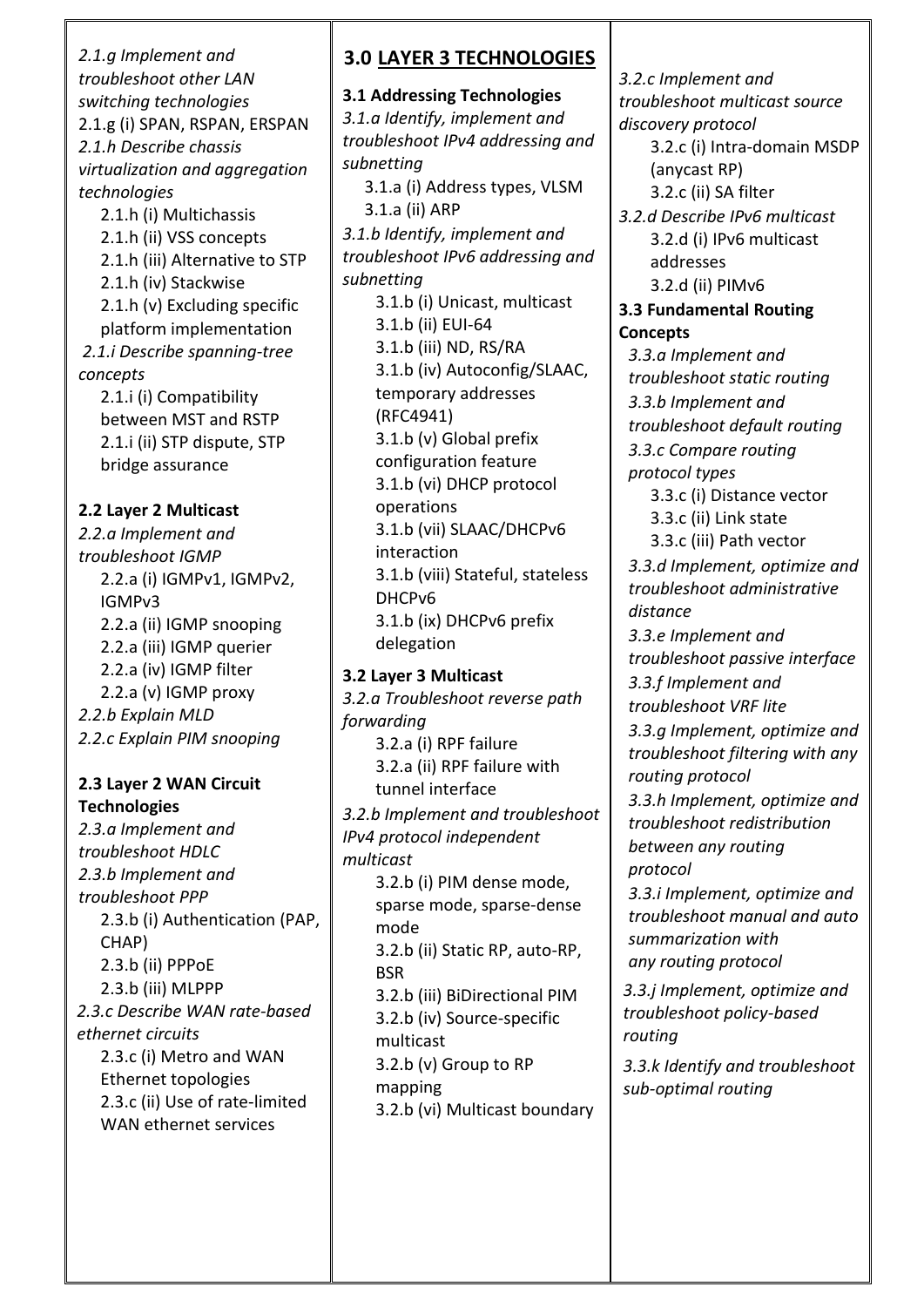*2.1.g Implement and troubleshoot other LAN switching technologies*

2.1.g (i) SPAN, RSPAN, ERSPAN

*2.1.h Describe chassis virtualization and aggregation technologies*

- 2.1.h (i) Multichassis
- 2.1.h (ii) VSS concepts
- 2.1.h (iii) Alternative to STP
- 2.1.h (iv) Stackwise
- 2.1.h (v) Excluding specific platform implementation

*2.1.i Describe spanning-tree concepts*

- 2.1.i (i) Compatibility between MST and RSTP
- 2.1.i (ii) STP dispute, STP bridge assurance

**2.2 Layer 2 Multicast**

*2.2.a Implement and troubleshoot IGMP*

- 2.2.a (i) IGMPv1, IGMPv2, IGMPv3
- 2.2.a (ii) IGMP snooping
- 2.2.a (iii) IGMP querier
- 2.2.a (iv) IGMP filter
- 2.2.a (v) IGMP proxy

*2.2.b Explain MLD*

*2.2.c Explain PIM snooping*

**2.3 Layer 2 WAN Circuit Technologies**

*2.3.a Implement and troubleshoot HDLC*

*2.3.b Implement and troubleshoot PPP*

- 2.3.b (i) Authentication (PAP, CHAP)
- 2.3.b (ii) PPPoE
- 2.3.b (iii) MLPPP

*2.3.c Describe WAN rate-based ethernet circuits*

- 2.3.c (i) Metro and WAN Ethernet topologies
- 2.3.c (ii) Use of rate-limited WAN ethernet services

## 3.0 LAYER 3 TECHNOLOGIES

**3.1 Addressing Technologies**

*3.1.a Identify, implement and troubleshoot IPv4 addressing and subnetting*

- 3.1.a (i) Address types, VLSM
- 3.1.a (ii) ARP

*3.1.b Identify, implement and troubleshoot IPv6 addressing and subnetting*

- 3.1.b (i) Unicast, multicast
- 3.1.b (ii) EUI-64
- 3.1.b (iii) ND, RS/RA
- 3.1.b (iv) Autoconfig/SLAAC, temporary addresses (RFC4941)
- 3.1.b (v) Global prefix configuration feature
- 3.1.b (vi) DHCP protocol operations
- 3.1.b (vii) SLAAC/DHCPv6 interaction
- 3.1.b (viii) Stateful, stateless DHCPv6
- 3.1.b (ix) DHCPv6 prefix delegation

**3.2 Layer 3 Multicast**

*3.2.a Troubleshoot reverse path forwarding*

- 3.2.a (i) RPF failure
- 3.2.a (ii) RPF failure with tunnel interface

*3.2.b Implement and troubleshoot IPv4 protocol independent multicast*

- 3.2.b (i) PIM dense mode, sparse mode, sparse-dense mode
- 3.2.b (ii) Static RP, auto-RP, BSR
- 3.2.b (iii) BiDirectional PIM
- 3.2.b (iv) Source-specific multicast
- 3.2.b (v) Group to RP mapping
- 3.2.b (vi) Multicast boundary

*3.2.c Implement and troubleshoot multicast source discovery protocol*

- 3.2.c (i) Intra-domain MSDP (anycast RP)
- 3.2.c (ii) SA filter

*3.2.d Describe IPv6 multicast*

- 3.2.d (i) IPv6 multicast addresses
- 3.2.d (ii) PIMv6

**3.3 Fundamental Routing Concepts**

*3.3.a Implement and troubleshoot static routing*

*3.3.b Implement and troubleshoot default routing*

*3.3.c Compare routing protocol types*

- 3.3.c (i) Distance vector
- 3.3.c (ii) Link state
- 3.3.c (iii) Path vector

*3.3.d Implement, optimize and troubleshoot administrative distance*

*3.3.e Implement and troubleshoot passive interface*

*3.3.f Implement and troubleshoot VRF lite*

*3.3.g Implement, optimize and troubleshoot filtering with any routing protocol*

*3.3.h Implement, optimize and troubleshoot redistribution between any routing protocol*

*3.3.i Implement, optimize and troubleshoot manual and auto summarization with any routing protocol*

*3.3.j Implement, optimize and troubleshoot policy-based routing*

*3.3.k Identify and troubleshoot sub-optimal routing*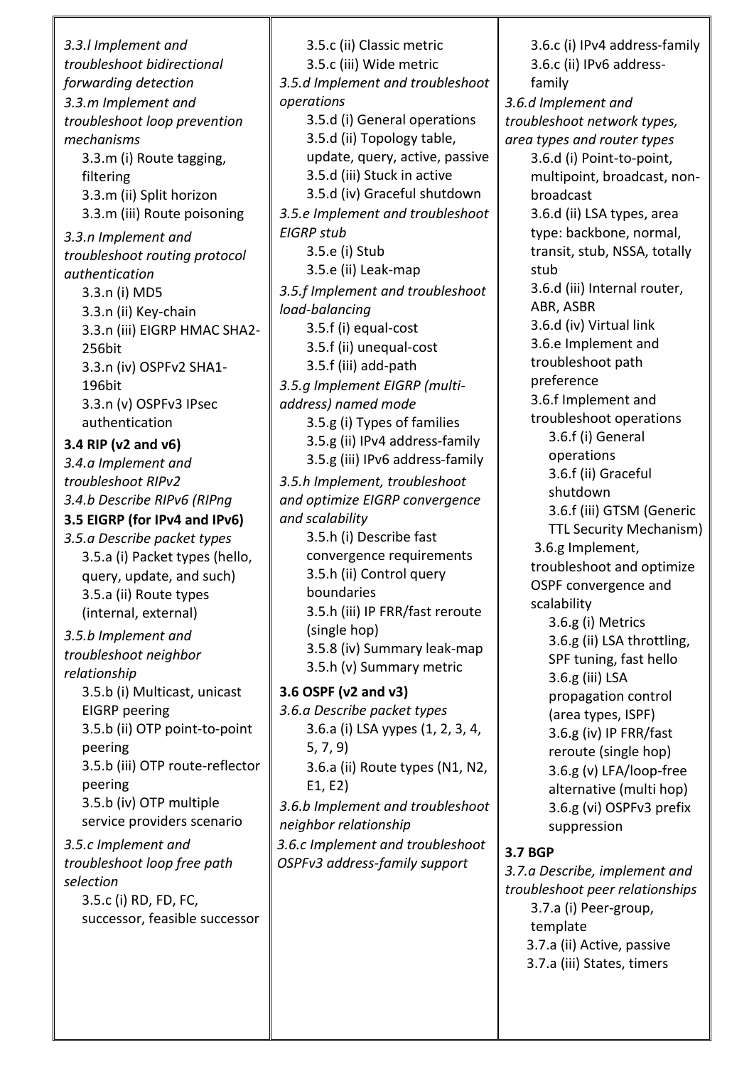*3.3.l Implement and troubleshoot bidirectional forwarding detection*

*3.3.m Implement and troubleshoot loop prevention mechanisms*

- 3.3.m (i) Route tagging, filtering
- 3.3.m (ii) Split horizon
- 3.3.m (iii) Route poisoning

*3.3.n Implement and troubleshoot routing protocol authentication*

- 3.3.n (i) MD5
- 3.3.n (ii) Key-chain
- 3.3.n (iii) EIGRP HMAC SHA2-256bit
- 3.3.n (iv) OSPFv2 SHA1-196bit
- 3.3.n (v) OSPFv3 IPsec authentication

**3.4 RIP (v2 and v6)**

*3.4.a Implement and troubleshoot RIPv2*

*3.4.b Describe RIPv6 (RIPng*

**3.5 EIGRP (for IPv4 and IPv6)**

*3.5.a Describe packet types*

- 3.5.a (i) Packet types (hello, query, update, and such)
- 3.5.a (ii) Route types (internal, external)

*3.5.b Implement and troubleshoot neighbor relationship*

- 3.5.b (i) Multicast, unicast EIGRP peering
- 3.5.b (ii) OTP point-to-point peering
- 3.5.b (iii) OTP route-reflector peering
- 3.5.b (iv) OTP multiple service providers scenario

*3.5.c Implement and troubleshoot loop free path selection*

- 3.5.c (i) RD, FD, FC, successor, feasible successor
- 3.5.c (ii) Classic metric
- 3.5.c (iii) Wide metric

*3.5.d Implement and troubleshoot operations*

- 3.5.d (i) General operations
- 3.5.d (ii) Topology table, update, query, active, passive
- 3.5.d (iii) Stuck in active
- 3.5.d (iv) Graceful shutdown

*3.5.e Implement and troubleshoot EIGRP stub*

- 3.5.e (i) Stub
- 3.5.e (ii) Leak-map

*3.5.f Implement and troubleshoot load-balancing*

- 3.5.f (i) equal-cost
- 3.5.f (ii) unequal-cost
- 3.5.f (iii) add-path

*3.5.g Implement EIGRP (multi-address) named mode*

- 3.5.g (i) Types of families
- 3.5.g (ii) IPv4 address-family
- 3.5.g (iii) IPv6 address-family

*3.5.h Implement, troubleshoot and optimize EIGRP convergence and scalability*

- 3.5.h (i) Describe fast convergence requirements
- 3.5.h (ii) Control query boundaries
- 3.5.h (iii) IP FRR/fast reroute (single hop)
- 3.5.8 (iv) Summary leak-map
- 3.5.h (v) Summary metric

**3.6 OSPF (v2 and v3)**

*3.6.a Describe packet types*

- 3.6.a (i) LSA yypes (1, 2, 3, 4, 5, 7, 9)
- 3.6.a (ii) Route types (N1, N2, E1, E2)

*3.6.b Implement and troubleshoot neighbor relationship*

*3.6.c Implement and troubleshoot OSPFv3 address-family support*

- 3.6.c (i) IPv4 address-family
- 3.6.c (ii) IPv6 address-family

*3.6.d Implement and troubleshoot network types, area types and router types*

- 3.6.d (i) Point-to-point, multipoint, broadcast, non-broadcast
- 3.6.d (ii) LSA types, area type: backbone, normal, transit, stub, NSSA, totally stub
- 3.6.d (iii) Internal router, ABR, ASBR
- 3.6.d (iv) Virtual link

3.6.e Implement and troubleshoot path preference

3.6.f Implement and troubleshoot operations

- 3.6.f (i) General operations
- 3.6.f (ii) Graceful shutdown
- 3.6.f (iii) GTSM (Generic TTL Security Mechanism)

3.6.g Implement, troubleshoot and optimize OSPF convergence and scalability

- 3.6.g (i) Metrics
- 3.6.g (ii) LSA throttling, SPF tuning, fast hello
- 3.6.g (iii) LSA propagation control (area types, ISPF)
- 3.6.g (iv) IP FRR/fast reroute (single hop)
- 3.6.g (v) LFA/loop-free alternative (multi hop)
- 3.6.g (vi) OSPFv3 prefix suppression

**3.7 BGP**

*3.7.a Describe, implement and troubleshoot peer relationships*

- 3.7.a (i) Peer-group, template
- 3.7.a (ii) Active, passive
- 3.7.a (iii) States, timers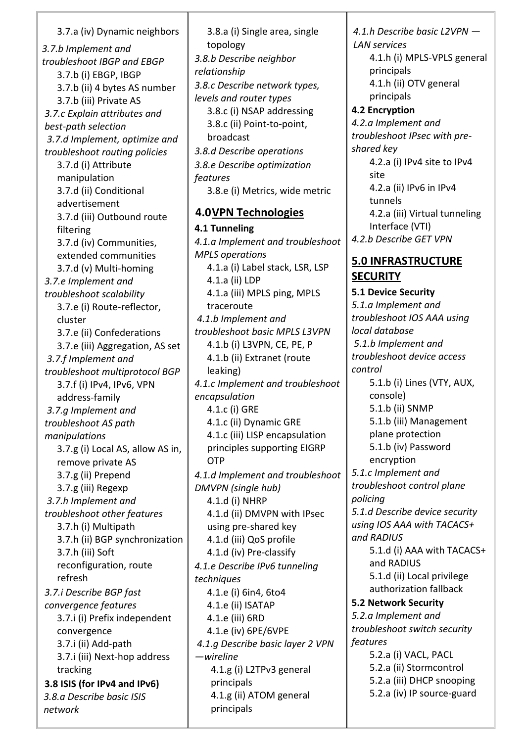3.7.a (iv) Dynamic neighbors

*3.7.b Implement and troubleshoot IBGP and EBGP*

3.7.b (i) EBGP, IBGP

3.7.b (ii) 4 bytes AS number

3.7.b (iii) Private AS

*3.7.c Explain attributes and best-path selection*

*3.7.d Implement, optimize and troubleshoot routing policies*

3.7.d (i) Attribute manipulation

3.7.d (ii) Conditional advertisement

3.7.d (iii) Outbound route filtering

3.7.d (iv) Communities, extended communities

3.7.d (v) Multi-homing

*3.7.e Implement and troubleshoot scalability*

3.7.e (i) Route-reflector, cluster

3.7.e (ii) Confederations

3.7.e (iii) Aggregation, AS set

*3.7.f Implement and troubleshoot multiprotocol BGP*

3.7.f (i) IPv4, IPv6, VPN address-family

*3.7.g Implement and troubleshoot AS path manipulations*

3.7.g (i) Local AS, allow AS in, remove private AS

3.7.g (ii) Prepend

3.7.g (iii) Regexp

*3.7.h Implement and troubleshoot other features*

3.7.h (i) Multipath

3.7.h (ii) BGP synchronization

3.7.h (iii) Soft reconfiguration, route refresh

*3.7.i Describe BGP fast convergence features*

3.7.i (i) Prefix independent convergence

3.7.i (ii) Add-path

3.7.i (iii) Next-hop address tracking

**3.8 ISIS (for IPv4 and IPv6)**

*3.8.a Describe basic ISIS network*

3.8.a (i) Single area, single topology

*3.8.b Describe neighbor relationship*

*3.8.c Describe network types, levels and router types*

3.8.c (i) NSAP addressing

3.8.c (ii) Point-to-point, broadcast

*3.8.d Describe operations*

*3.8.e Describe optimization features*

3.8.e (i) Metrics, wide metric

## 4.0 VPN Technologies

**4.1 Tunneling**

*4.1.a Implement and troubleshoot MPLS operations*

4.1.a (i) Label stack, LSR, LSP

4.1.a (ii) LDP

4.1.a (iii) MPLS ping, MPLS traceroute

*4.1.b Implement and troubleshoot basic MPLS L3VPN*

4.1.b (i) L3VPN, CE, PE, P

4.1.b (ii) Extranet (route leaking)

*4.1.c Implement and troubleshoot encapsulation*

4.1.c (i) GRE

4.1.c (ii) Dynamic GRE

4.1.c (iii) LISP encapsulation principles supporting EIGRP OTP

*4.1.d Implement and troubleshoot DMVPN (single hub)*

4.1.d (i) NHRP

4.1.d (ii) DMVPN with IPsec using pre-shared key

4.1.d (iii) QoS profile

4.1.d (iv) Pre-classify

*4.1.e Describe IPv6 tunneling techniques*

4.1.e (i) 6in4, 6to4

4.1.e (ii) ISATAP

4.1.e (iii) 6RD

4.1.e (iv) 6PE/6VPE

*4.1.g Describe basic layer 2 VPN —wireline*

4.1.g (i) L2TPv3 general principals

4.1.g (ii) ATOM general principals

*4.1.h Describe basic L2VPN — LAN services*

4.1.h (i) MPLS-VPLS general principals

4.1.h (ii) OTV general principals

**4.2 Encryption**

*4.2.a Implement and troubleshoot IPsec with pre-shared key*

4.2.a (i) IPv4 site to IPv4 site

4.2.a (ii) IPv6 in IPv4 tunnels

4.2.a (iii) Virtual tunneling Interface (VTI)

*4.2.b Describe GET VPN*

## 5.0 INFRASTRUCTURE SECURITY

**5.1 Device Security**

*5.1.a Implement and troubleshoot IOS AAA using local database*

*5.1.b Implement and troubleshoot device access control*

5.1.b (i) Lines (VTY, AUX, console)

5.1.b (ii) SNMP

5.1.b (iii) Management plane protection

5.1.b (iv) Password encryption

*5.1.c Implement and troubleshoot control plane policing*

*5.1.d Describe device security using IOS AAA with TACACS+ and RADIUS*

5.1.d (i) AAA with TACACS+ and RADIUS

5.1.d (ii) Local privilege authorization fallback

**5.2 Network Security**

*5.2.a Implement and troubleshoot switch security features*

5.2.a (i) VACL, PACL

5.2.a (ii) Stormcontrol

5.2.a (iii) DHCP snooping

5.2.a (iv) IP source-guard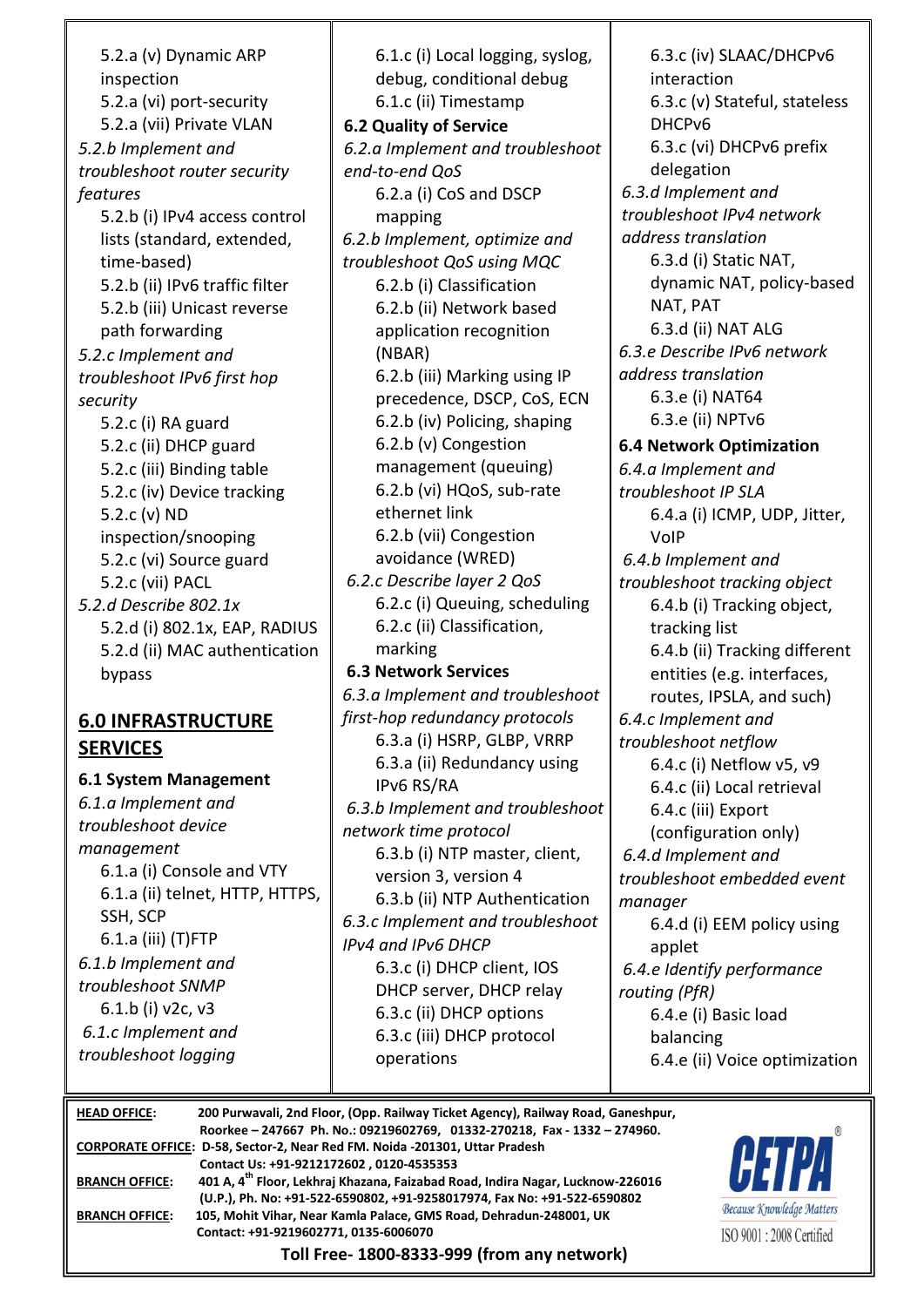5.2.a (v) Dynamic ARP inspection
5.2.a (vi) port-security
5.2.a (vii) Private VLAN

*5.2.b Implement and troubleshoot router security features*

5.2.b (i) IPv4 access control lists (standard, extended, time-based)
5.2.b (ii) IPv6 traffic filter
5.2.b (iii) Unicast reverse path forwarding

*5.2.c Implement and troubleshoot IPv6 first hop security*

5.2.c (i) RA guard
5.2.c (ii) DHCP guard
5.2.c (iii) Binding table
5.2.c (iv) Device tracking
5.2.c (v) ND inspection/snooping
5.2.c (vi) Source guard
5.2.c (vii) PACL

*5.2.d Describe 802.1x*

5.2.d (i) 802.1x, EAP, RADIUS
5.2.d (ii) MAC authentication bypass

## 6.0 INFRASTRUCTURE SERVICES

### 6.1 System Management

*6.1.a Implement and troubleshoot device management*

6.1.a (i) Console and VTY
6.1.a (ii) telnet, HTTP, HTTPS, SSH, SCP
6.1.a (iii) (T)FTP

*6.1.b Implement and troubleshoot SNMP*

6.1.b (i) v2c, v3

*6.1.c Implement and troubleshoot logging*

6.1.c (i) Local logging, syslog, debug, conditional debug
6.1.c (ii) Timestamp

### 6.2 Quality of Service

*6.2.a Implement and troubleshoot end-to-end QoS*

6.2.a (i) CoS and DSCP mapping

*6.2.b Implement, optimize and troubleshoot QoS using MQC*

6.2.b (i) Classification
6.2.b (ii) Network based application recognition (NBAR)
6.2.b (iii) Marking using IP precedence, DSCP, CoS, ECN
6.2.b (iv) Policing, shaping
6.2.b (v) Congestion management (queuing)
6.2.b (vi) HQoS, sub-rate ethernet link
6.2.b (vii) Congestion avoidance (WRED)

*6.2.c Describe layer 2 QoS*

6.2.c (i) Queuing, scheduling
6.2.c (ii) Classification, marking

### 6.3 Network Services

*6.3.a Implement and troubleshoot first-hop redundancy protocols*

6.3.a (i) HSRP, GLBP, VRRP
6.3.a (ii) Redundancy using IPv6 RS/RA

*6.3.b Implement and troubleshoot network time protocol*

6.3.b (i) NTP master, client, version 3, version 4
6.3.b (ii) NTP Authentication

*6.3.c Implement and troubleshoot IPv4 and IPv6 DHCP*

6.3.c (i) DHCP client, IOS DHCP server, DHCP relay
6.3.c (ii) DHCP options
6.3.c (iii) DHCP protocol operations
6.3.c (iv) SLAAC/DHCPv6 interaction
6.3.c (v) Stateful, stateless DHCPv6
6.3.c (vi) DHCPv6 prefix delegation

*6.3.d Implement and troubleshoot IPv4 network address translation*

6.3.d (i) Static NAT, dynamic NAT, policy-based NAT, PAT
6.3.d (ii) NAT ALG

*6.3.e Describe IPv6 network address translation*

6.3.e (i) NAT64
6.3.e (ii) NPTv6

### 6.4 Network Optimization

*6.4.a Implement and troubleshoot IP SLA*

6.4.a (i) ICMP, UDP, Jitter, VoIP

*6.4.b Implement and troubleshoot tracking object*

6.4.b (i) Tracking object, tracking list
6.4.b (ii) Tracking different entities (e.g. interfaces, routes, IPSLA, and such)

*6.4.c Implement and troubleshoot netflow*

6.4.c (i) Netflow v5, v9
6.4.c (ii) Local retrieval
6.4.c (iii) Export (configuration only)

*6.4.d Implement and troubleshoot embedded event manager*

6.4.d (i) EEM policy using applet

*6.4.e Identify performance routing (PfR)*

6.4.e (i) Basic load balancing
6.4.e (ii) Voice optimization

**HEAD OFFICE:** 200 Purwavali, 2nd Floor, (Opp. Railway Ticket Agency), Railway Road, Ganeshpur, Roorkee – 247667 Ph. No.: 09219602769, 01332-270218, Fax - 1332 – 274960.
**CORPORATE OFFICE:** D-58, Sector-2, Near Red FM. Noida -201301, Uttar Pradesh Contact Us: +91-9212172602 , 0120-4535353
**BRANCH OFFICE:** 401 A, 4th Floor, Lekhraj Khazana, Faizabad Road, Indira Nagar, Lucknow-226016 (U.P.), Ph. No: +91-522-6590802, +91-9258017974, Fax No: +91-522-6590802
**BRANCH OFFICE:** 105, Mohit Vihar, Near Kamla Palace, GMS Road, Dehradun-248001, UK Contact: +91-9219602771, 0135-6006070

CETPA® Because Knowledge Matters ISO 9001 : 2008 Certified

**Toll Free- 1800-8333-999 (from any network)**